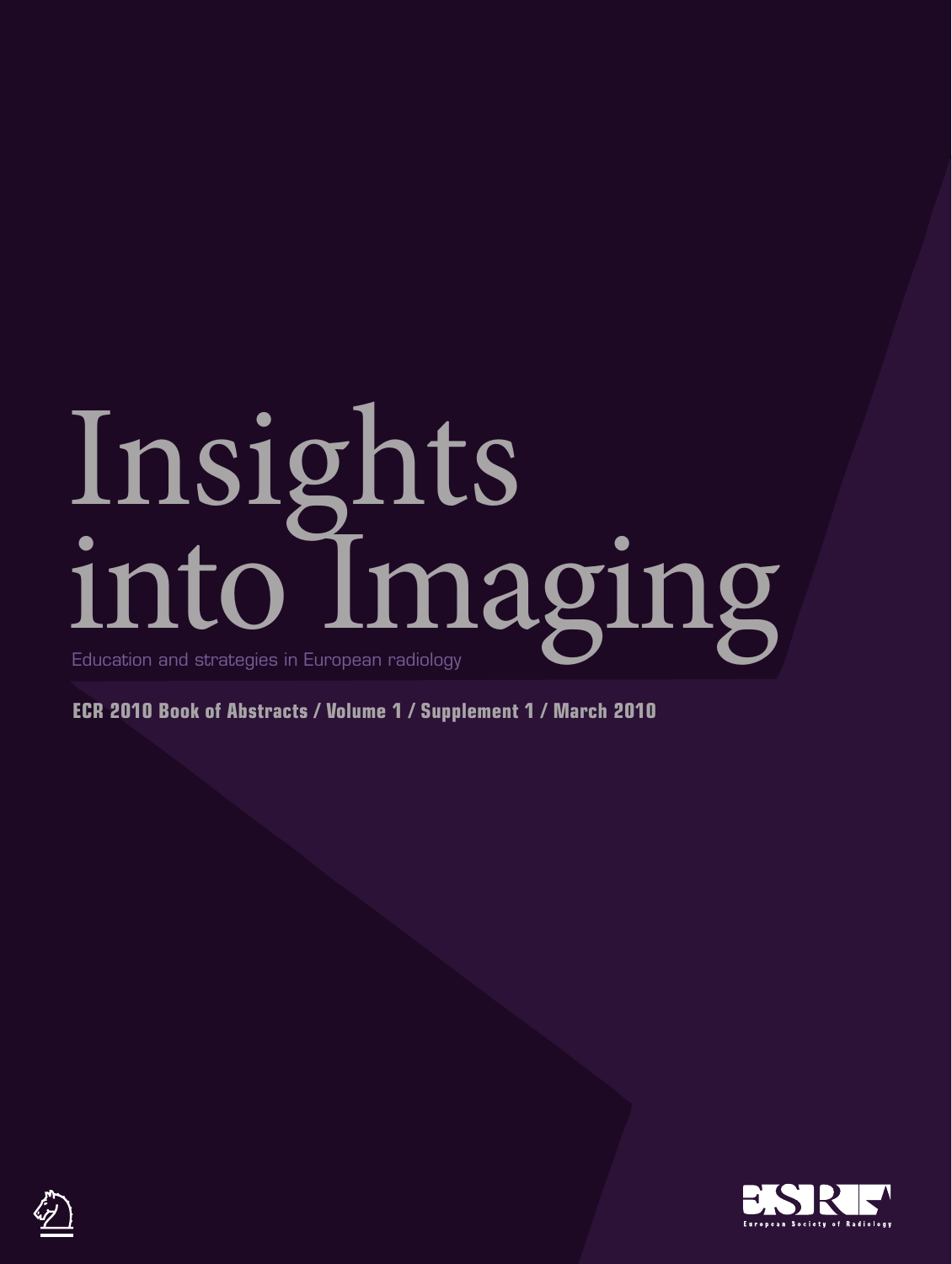# Insights into Imaging

Education and strategies in European radiology

**ECR 2010 Book of Abstracts / Volume 1 / Supplement 1 / March 2010**

ESR

European Society of Radiology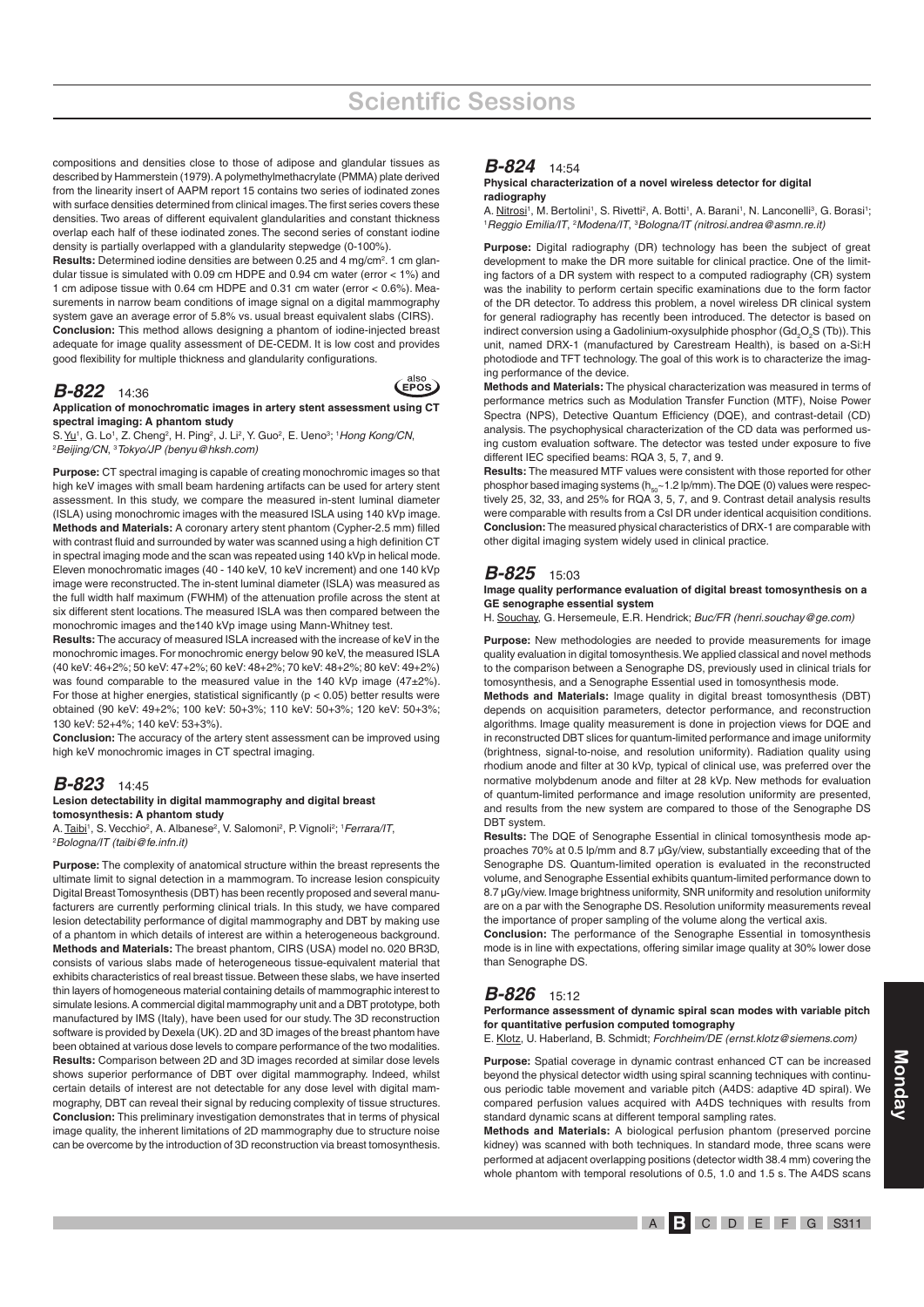compositions and densities close to those of adipose and glandular tissues as described by Hammerstein (1979). A polymethylmethacrylate (PMMA) plate derived from the linearity insert of AAPM report 15 contains two series of iodinated zones with surface densities determined from clinical images. The first series covers these densities. Two areas of different equivalent glandularities and constant thickness overlap each half of these iodinated zones. The second series of constant iodine density is partially overlapped with a glandularity stepwedge (0-100%).

**Results:** Determined iodine densities are between 0.25 and 4 mg/cm$^2$. 1 cm glandular tissue is simulated with 0.09 cm HDPE and 0.94 cm water (error < 1%) and 1 cm adipose tissue with 0.64 cm HDPE and 0.31 cm water (error < 0.6%). Measurements in narrow beam conditions of image signal on a digital mammography system gave an average error of 5.8% vs. usual breast equivalent slabs (CIRS).

**Conclusion:** This method allows designing a phantom of iodine-injected breast adequate for image quality assessment of DE-CEDM. It is low cost and provides good flexibility for multiple thickness and glandularity configurations.

## B-822 14:36

also EPOS

**Application of monochromatic images in artery stent assessment using CT spectral imaging: A phantom study**

S. Yu[1], G. Lo[1], Z. Cheng[2], H. Ping[2], J. Li[2], Y. Guo[2], E. Ueno[3]; [1]*Hong Kong/CN*, [2]*Beijing/CN*, [3]*Tokyo/JP (benyu@hksh.com)*

**Purpose:** CT spectral imaging is capable of creating monochromic images so that high keV images with small beam hardening artifacts can be used for artery stent assessment. In this study, we compare the measured in-stent luminal diameter (ISLA) using monochromic images with the measured ISLA using 140 kVp image.

**Methods and Materials:** A coronary artery stent phantom (Cypher-2.5 mm) filled with contrast fluid and surrounded by water was scanned using a high definition CT in spectral imaging mode and the scan was repeated using 140 kVp in helical mode. Eleven monochromatic images (40 - 140 keV, 10 keV increment) and one 140 kVp image were reconstructed. The in-stent luminal diameter (ISLA) was measured as the full width half maximum (FWHM) of the attenuation profile across the stent at six different stent locations. The measured ISLA was then compared between the monochromic images and the140 kVp image using Mann-Whitney test.

**Results:** The accuracy of measured ISLA increased with the increase of keV in the monochromic images. For monochromic energy below 90 keV, the measured ISLA (40 keV: 46+2%; 50 keV: 47+2%; 60 keV: 48+2%; 70 keV: 48+2%; 80 keV: 49+2%) was found comparable to the measured value in the 140 kVp image (47±2%). For those at higher energies, statistical significantly ($p < 0.05$) better results were obtained (90 keV: 49+2%; 100 keV: 50+3%; 110 keV: 50+3%; 120 keV: 50+3%; 130 keV: 52+4%; 140 keV: 53+3%).

**Conclusion:** The accuracy of the artery stent assessment can be improved using high keV monochromic images in CT spectral imaging.

## B-823 14:45

**Lesion detectability in digital mammography and digital breast tomosynthesis: A phantom study**

A. Taibi[1], S. Vecchio[2], A. Albanese[2], V. Salomoni[2], P. Vignoli[2]; [1]*Ferrara/IT*, [2]*Bologna/IT (taibi@fe.infn.it)*

**Purpose:** The complexity of anatomical structure within the breast represents the ultimate limit to signal detection in a mammogram. To increase lesion conspicuity Digital Breast Tomosynthesis (DBT) has been recently proposed and several manufacturers are currently performing clinical trials. In this study, we have compared lesion detectability performance of digital mammography and DBT by making use of a phantom in which details of interest are within a heterogeneous background.

**Methods and Materials:** The breast phantom, CIRS (USA) model no. 020 BR3D, consists of various slabs made of heterogeneous tissue-equivalent material that exhibits characteristics of real breast tissue. Between these slabs, we have inserted thin layers of homogeneous material containing details of mammographic interest to simulate lesions. A commercial digital mammography unit and a DBT prototype, both manufactured by IMS (Italy), have been used for our study. The 3D reconstruction software is provided by Dexela (UK). 2D and 3D images of the breast phantom have been obtained at various dose levels to compare performance of the two modalities.

**Results:** Comparison between 2D and 3D images recorded at similar dose levels shows superior performance of DBT over digital mammography. Indeed, whilst certain details of interest are not detectable for any dose level with digital mammography, DBT can reveal their signal by reducing complexity of tissue structures.

**Conclusion:** This preliminary investigation demonstrates that in terms of physical image quality, the inherent limitations of 2D mammography due to structure noise can be overcome by the introduction of 3D reconstruction via breast tomosynthesis.

## B-824 14:54

**Physical characterization of a novel wireless detector for digital radiography**

A. Nitrosi[1], M. Bertolini[1], S. Rivetti[2], A. Botti[1], A. Barani[1], N. Lanconelli[3], G. Borasi[1]; [1]*Reggio Emilia/IT*, [2]*Modena/IT*, [3]*Bologna/IT (nitrosi.andrea@asmn.re.it)*

**Purpose:** Digital radiography (DR) technology has been the subject of great development to make the DR more suitable for clinical practice. One of the limiting factors of a DR system with respect to a computed radiography (CR) system was the inability to perform certain specific examinations due to the form factor of the DR detector. To address this problem, a novel wireless DR clinical system for general radiography has recently been introduced. The detector is based on indirect conversion using a Gadolinium-oxysulphide phosphor ($Gd_2O_2S$ (Tb)). This unit, named DRX-1 (manufactured by Carestream Health), is based on a-Si:H photodiode and TFT technology. The goal of this work is to characterize the imaging performance of the device.

**Methods and Materials:** The physical characterization was measured in terms of performance metrics such as Modulation Transfer Function (MTF), Noise Power Spectra (NPS), Detective Quantum Efficiency (DQE), and contrast-detail (CD) analysis. The psychophysical characterization of the CD data was performed using custom evaluation software. The detector was tested under exposure to five different IEC specified beams: RQA 3, 5, 7, and 9.

**Results:** The measured MTF values were consistent with those reported for other phosphor based imaging systems ($h_{50}$~1.2 lp/mm). The DQE (0) values were respectively 25, 32, 33, and 25% for RQA 3, 5, 7, and 9. Contrast detail analysis results were comparable with results from a CsI DR under identical acquisition conditions.

**Conclusion:** The measured physical characteristics of DRX-1 are comparable with other digital imaging system widely used in clinical practice.

## B-825 15:03

**Image quality performance evaluation of digital breast tomosynthesis on a GE senographe essential system**

H. Souchay, G. Hersemeule, E.R. Hendrick; *Buc/FR (henri.souchay@ge.com)*

**Purpose:** New methodologies are needed to provide measurements for image quality evaluation in digital tomosynthesis. We applied classical and novel methods to the comparison between a Senographe DS, previously used in clinical trials for tomosynthesis, and a Senographe Essential used in tomosynthesis mode.

**Methods and Materials:** Image quality in digital breast tomosynthesis (DBT) depends on acquisition parameters, detector performance, and reconstruction algorithms. Image quality measurement is done in projection views for DQE and in reconstructed DBT slices for quantum-limited performance and image uniformity (brightness, signal-to-noise, and resolution uniformity). Radiation quality using rhodium anode and filter at 30 kVp, typical of clinical use, was preferred over the normative molybdenum anode and filter at 28 kVp. New methods for evaluation of quantum-limited performance and image resolution uniformity are presented, and results from the new system are compared to those of the Senographe DS DBT system.

**Results:** The DQE of Senographe Essential in clinical tomosynthesis mode approaches 70% at 0.5 lp/mm and 8.7 µGy/view, substantially exceeding that of the Senographe DS. Quantum-limited operation is evaluated in the reconstructed volume, and Senographe Essential exhibits quantum-limited performance down to 8.7 µGy/view. Image brightness uniformity, SNR uniformity and resolution uniformity are on a par with the Senographe DS. Resolution uniformity measurements reveal the importance of proper sampling of the volume along the vertical axis.

**Conclusion:** The performance of the Senographe Essential in tomosynthesis mode is in line with expectations, offering similar image quality at 30% lower dose than Senographe DS.

## B-826 15:12

**Performance assessment of dynamic spiral scan modes with variable pitch for quantitative perfusion computed tomography**

E. Klotz, U. Haberland, B. Schmidt; *Forchheim/DE (ernst.klotz@siemens.com)*

**Purpose:** Spatial coverage in dynamic contrast enhanced CT can be increased beyond the physical detector width using spiral scanning techniques with continuous periodic table movement and variable pitch (A4DS: adaptive 4D spiral). We compared perfusion values acquired with A4DS techniques with results from standard dynamic scans at different temporal sampling rates.

**Methods and Materials:** A biological perfusion phantom (preserved porcine kidney) was scanned with both techniques. In standard mode, three scans were performed at adjacent overlapping positions (detector width 38.4 mm) covering the whole phantom with temporal resolutions of 0.5, 1.0 and 1.5 s. The A4DS scans